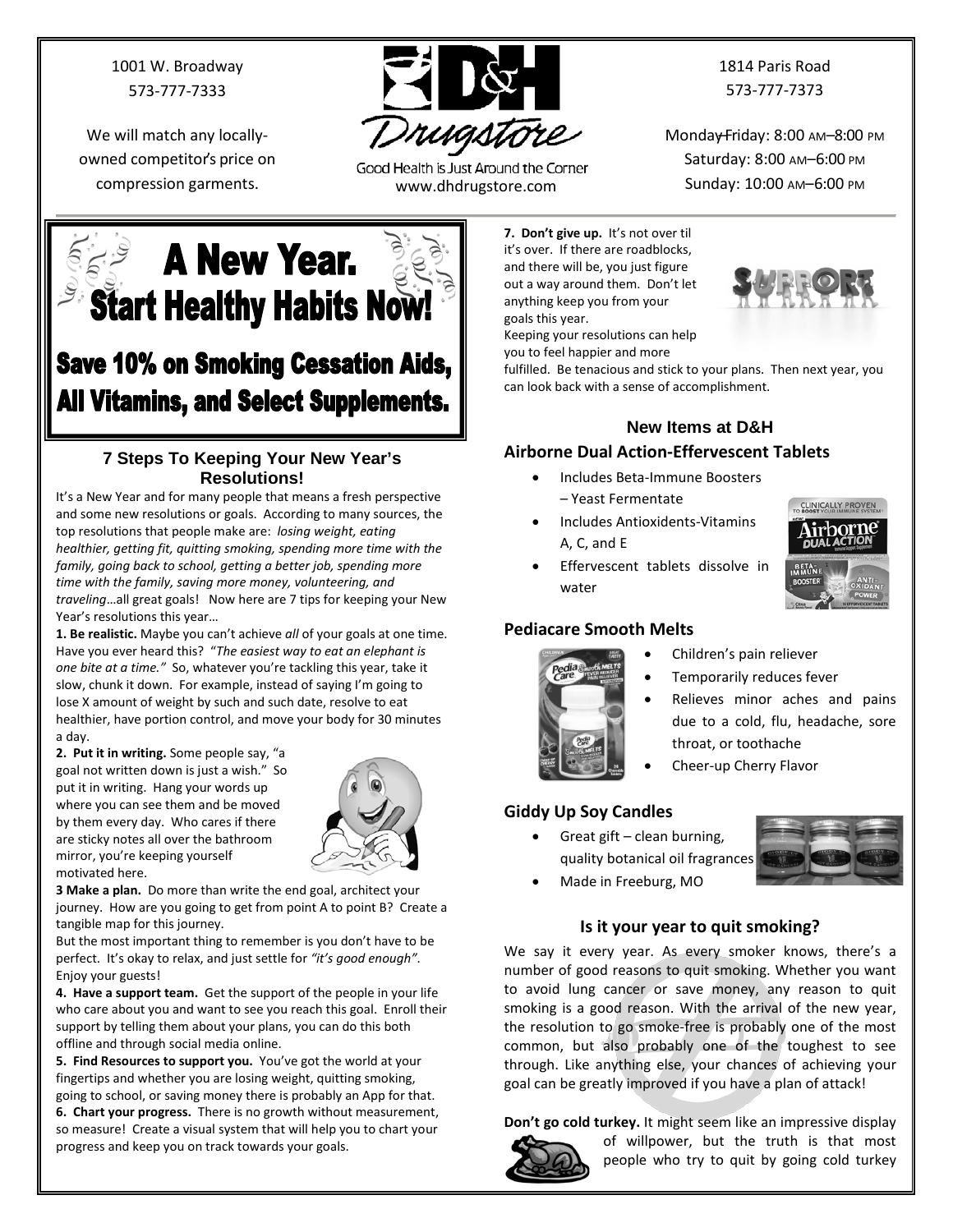1001 W. Broadway
573-777-7333

We will match any locally-owned competitor's price on compression garments.

D&H Drugstore

Good Health is Just Around the Corner
www.dhdrugstore.com

1814 Paris Road
573-777-7373

Monday-Friday: 8:00 AM–8:00 PM
Saturday: 8:00 AM–6:00 PM
Sunday: 10:00 AM–6:00 PM

# A New Year. Start Healthy Habits Now!

## Save 10% on Smoking Cessation Aids, All Vitamins, and Select Supplements.

### 7 Steps To Keeping Your New Year's Resolutions!

It's a New Year and for many people that means a fresh perspective and some new resolutions or goals. According to many sources, the top resolutions that people make are: *losing weight, eating healthier, getting fit, quitting smoking, spending more time with the family, going back to school, getting a better job, spending more time with the family, saving more money, volunteering, and traveling*…all great goals! Now here are 7 tips for keeping your New Year's resolutions this year…

**1. Be realistic.** Maybe you can't achieve *all* of your goals at one time. Have you ever heard this? "*The easiest way to eat an elephant is one bite at a time."* So, whatever you're tackling this year, take it slow, chunk it down. For example, instead of saying I'm going to lose X amount of weight by such and such date, resolve to eat healthier, have portion control, and move your body for 30 minutes a day.

**2. Put it in writing.** Some people say, "a goal not written down is just a wish." So put it in writing. Hang your words up where you can see them and be moved by them every day. Who cares if there are sticky notes all over the bathroom mirror, you're keeping yourself motivated here.

**3 Make a plan.** Do more than write the end goal, architect your journey. How are you going to get from point A to point B? Create a tangible map for this journey.

But the most important thing to remember is you don't have to be perfect. It's okay to relax, and just settle for *"it's good enough"*. Enjoy your guests!

**4. Have a support team.** Get the support of the people in your life who care about you and want to see you reach this goal. Enroll their support by telling them about your plans, you can do this both offline and through social media online.

**5. Find Resources to support you.** You've got the world at your fingertips and whether you are losing weight, quitting smoking, going to school, or saving money there is probably an App for that.

**6. Chart your progress.** There is no growth without measurement, so measure! Create a visual system that will help you to chart your progress and keep you on track towards your goals.

**7. Don't give up.** It's not over til it's over. If there are roadblocks, and there will be, you just figure out a way around them. Don't let anything keep you from your goals this year.

Keeping your resolutions can help you to feel happier and more fulfilled. Be tenacious and stick to your plans. Then next year, you can look back with a sense of accomplishment.

### New Items at D&H

#### Airborne Dual Action-Effervescent Tablets

- Includes Beta-Immune Boosters – Yeast Fermentate
- Includes Antioxidents-Vitamins A, C, and E
- Effervescent tablets dissolve in water

#### Pediacare Smooth Melts

- Children's pain reliever
- Temporarily reduces fever
- Relieves minor aches and pains due to a cold, flu, headache, sore throat, or toothache
- Cheer-up Cherry Flavor

#### Giddy Up Soy Candles

- Great gift – clean burning, quality botanical oil fragrances
- Made in Freeburg, MO

### Is it your year to quit smoking?

We say it every year. As every smoker knows, there's a number of good reasons to quit smoking. Whether you want to avoid lung cancer or save money, any reason to quit smoking is a good reason. With the arrival of the new year, the resolution to go smoke-free is probably one of the most common, but also probably one of the toughest to see through. Like anything else, your chances of achieving your goal can be greatly improved if you have a plan of attack!

**Don't go cold turkey.** It might seem like an impressive display of willpower, but the truth is that most people who try to quit by going cold turkey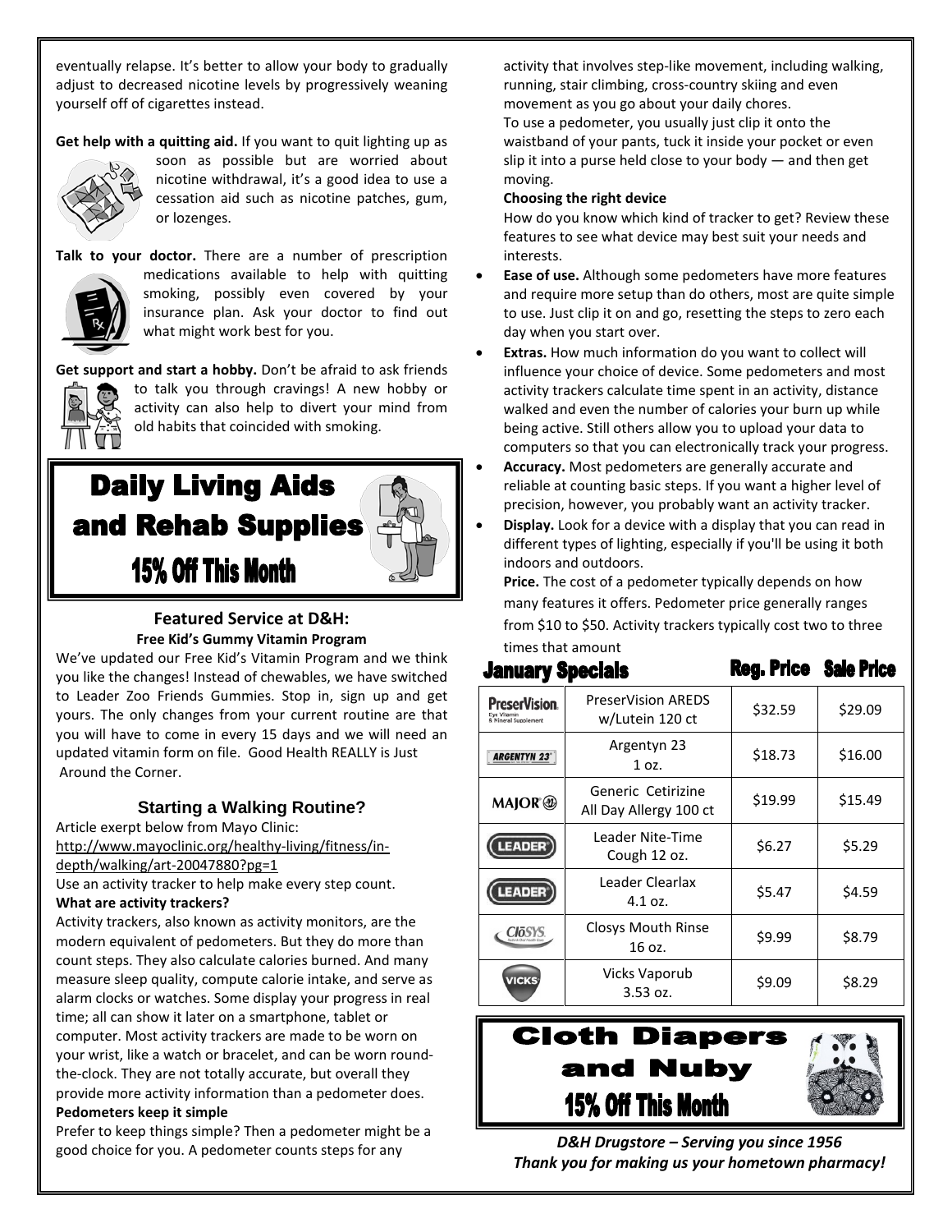eventually relapse. It's better to allow your body to gradually adjust to decreased nicotine levels by progressively weaning yourself off of cigarettes instead.

**Get help with a quitting aid.** If you want to quit lighting up as soon as possible but are worried about nicotine withdrawal, it's a good idea to use a cessation aid such as nicotine patches, gum, or lozenges.

**Talk to your doctor.** There are a number of prescription medications available to help with quitting smoking, possibly even covered by your insurance plan. Ask your doctor to find out what might work best for you.

**Get support and start a hobby.** Don't be afraid to ask friends to talk you through cravings! A new hobby or activity can also help to divert your mind from old habits that coincided with smoking.

## Daily Living Aids and Rehab Supplies

## 15% Off This Month

### Featured Service at D&H:

**Free Kid's Gummy Vitamin Program**

We've updated our Free Kid's Vitamin Program and we think you like the changes! Instead of chewables, we have switched to Leader Zoo Friends Gummies. Stop in, sign up and get yours. The only changes from your current routine are that you will have to come in every 15 days and we will need an updated vitamin form on file. Good Health REALLY is Just Around the Corner.

### Starting a Walking Routine?

Article exerpt below from Mayo Clinic:
http://www.mayoclinic.org/healthy-living/fitness/in-depth/walking/art-20047880?pg=1

Use an activity tracker to help make every step count.

**What are activity trackers?**

Activity trackers, also known as activity monitors, are the modern equivalent of pedometers. But they do more than count steps. They also calculate calories burned. And many measure sleep quality, compute calorie intake, and serve as alarm clocks or watches. Some display your progress in real time; all can show it later on a smartphone, tablet or computer. Most activity trackers are made to be worn on your wrist, like a watch or bracelet, and can be worn round-the-clock. They are not totally accurate, but overall they provide more activity information than a pedometer does.

**Pedometers keep it simple**

Prefer to keep things simple? Then a pedometer might be a good choice for you. A pedometer counts steps for any activity that involves step-like movement, including walking, running, stair climbing, cross-country skiing and even movement as you go about your daily chores.

To use a pedometer, you usually just clip it onto the waistband of your pants, tuck it inside your pocket or even slip it into a purse held close to your body — and then get moving.

**Choosing the right device**

How do you know which kind of tracker to get? Review these features to see what device may best suit your needs and interests.

- **Ease of use.** Although some pedometers have more features and require more setup than do others, most are quite simple to use. Just clip it on and go, resetting the steps to zero each day when you start over.
- **Extras.** How much information do you want to collect will influence your choice of device. Some pedometers and most activity trackers calculate time spent in an activity, distance walked and even the number of calories your burn up while being active. Still others allow you to upload your data to computers so that you can electronically track your progress.
- **Accuracy.** Most pedometers are generally accurate and reliable at counting basic steps. If you want a higher level of precision, however, you probably want an activity tracker.
- **Display.** Look for a device with a display that you can read in different types of lighting, especially if you'll be using it both indoors and outdoors.

**Price.** The cost of a pedometer typically depends on how many features it offers. Pedometer price generally ranges from \$10 to \$50. Activity trackers typically cost two to three times that amount

| January Specials | | Reg. Price | Sale Price |
|---|---|---|---|
| PreserVision | PreserVision AREDS w/Lutein 120 ct | \$32.59 | \$29.09 |
| ARGENTYN 23 | Argentyn 23 1 oz. | \$18.73 | \$16.00 |
| MAJOR | Generic Cetirizine All Day Allergy 100 ct | \$19.99 | \$15.49 |
| LEADER | Leader Nite-Time Cough 12 oz. | \$6.27 | \$5.29 |
| LEADER | Leader Clearlax 4.1 oz. | \$5.47 | \$4.59 |
| CloSYS | Closys Mouth Rinse 16 oz. | \$9.99 | \$8.79 |
| VICKS | Vicks Vaporub 3.53 oz. | \$9.09 | \$8.29 |

## Cloth Diapers and Nuby

## 15% Off This Month

*D&H Drugstore – Serving you since 1956*
*Thank you for making us your hometown pharmacy!*